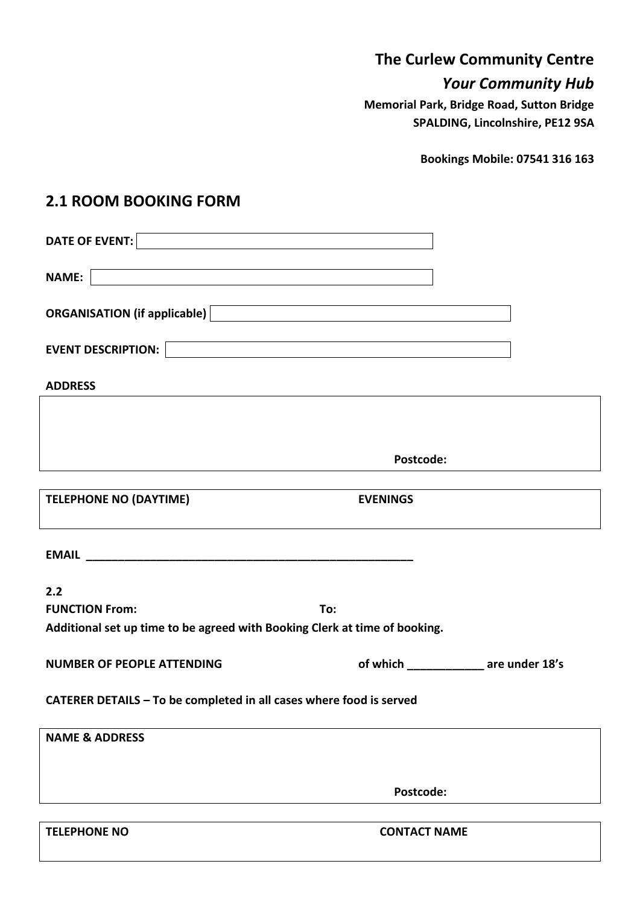**The Curlew Community Centre**

***Your Community Hub***

**Memorial Park, Bridge Road, Sutton Bridge**
**SPALDING, Lincolnshire, PE12 9SA**

**Bookings Mobile: 07541 316 163**

## 2.1 ROOM BOOKING FORM

**DATE OF EVENT:**

**NAME:**

**ORGANISATION (if applicable)**

**EVENT DESCRIPTION:**

**ADDRESS**

**Postcode:**

**TELEPHONE NO (DAYTIME)** **EVENINGS**

**EMAIL ______________________________________________________**

**2.2**

**FUNCTION From:** **To:**

**Additional set up time to be agreed with Booking Clerk at time of booking.**

**NUMBER OF PEOPLE ATTENDING** **of which ____________ are under 18's**

**CATERER DETAILS – To be completed in all cases where food is served**

**NAME & ADDRESS**

**Postcode:**

**TELEPHONE NO** **CONTACT NAME**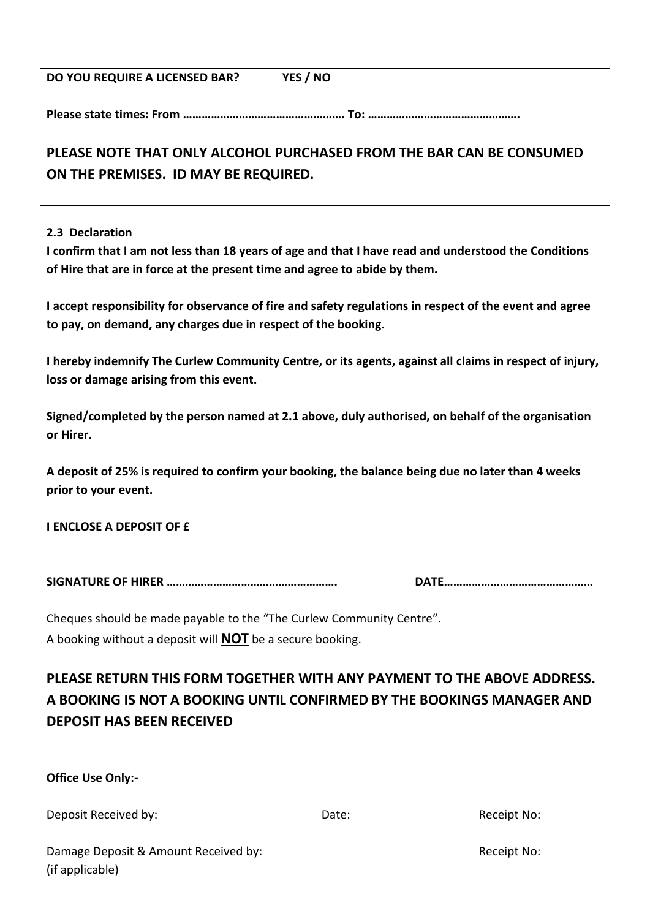**DO YOU REQUIRE A LICENSED BAR? YES / NO**

**Please state times: From ……………………………………………. To: ………………………………………….**

**PLEASE NOTE THAT ONLY ALCOHOL PURCHASED FROM THE BAR CAN BE CONSUMED ON THE PREMISES. ID MAY BE REQUIRED.**

**2.3 Declaration**

**I confirm that I am not less than 18 years of age and that I have read and understood the Conditions of Hire that are in force at the present time and agree to abide by them.**

**I accept responsibility for observance of fire and safety regulations in respect of the event and agree to pay, on demand, any charges due in respect of the booking.**

**I hereby indemnify The Curlew Community Centre, or its agents, against all claims in respect of injury, loss or damage arising from this event.**

**Signed/completed by the person named at 2.1 above, duly authorised, on behalf of the organisation or Hirer.**

**A deposit of 25% is required to confirm your booking, the balance being due no later than 4 weeks prior to your event.**

**I ENCLOSE A DEPOSIT OF £**

**SIGNATURE OF HIRER ………………………………………………. DATE………………………………………**

Cheques should be made payable to the "The Curlew Community Centre".
A booking without a deposit will **NOT** be a secure booking.

**PLEASE RETURN THIS FORM TOGETHER WITH ANY PAYMENT TO THE ABOVE ADDRESS. A BOOKING IS NOT A BOOKING UNTIL CONFIRMED BY THE BOOKINGS MANAGER AND DEPOSIT HAS BEEN RECEIVED**

**Office Use Only:-**

| | | |
|---|---|---|
| Deposit Received by: | Date: | Receipt No: |
| Damage Deposit & Amount Received by: (if applicable) | | Receipt No: |